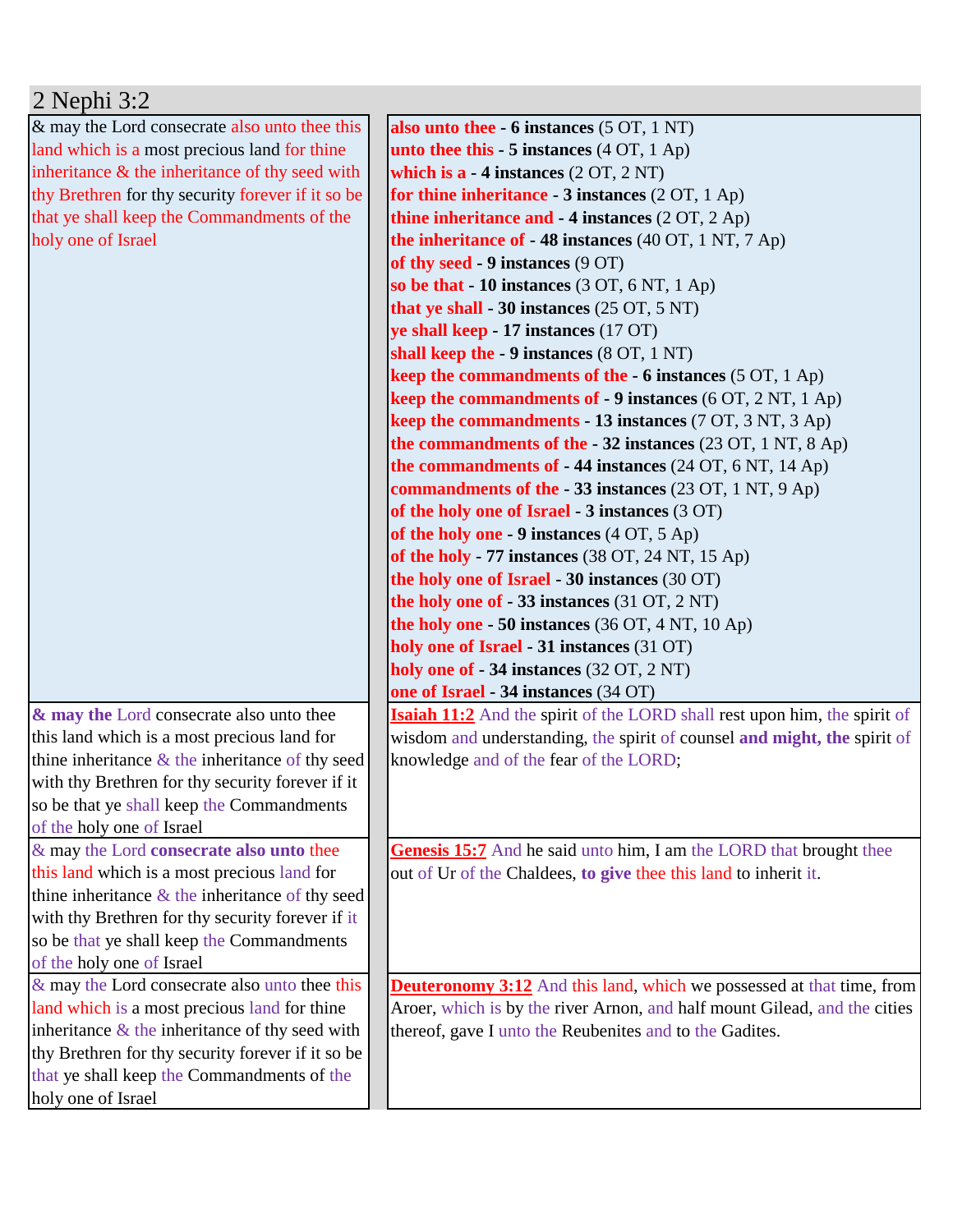# 2 Nephi 3:2

| | |
|---|---|
| & may the Lord consecrate also unto thee this land which is a most precious land for thine inheritance & the inheritance of thy seed with thy Brethren for thy security forever if it so be that ye shall keep the Commandments of the holy one of Israel | **also unto thee - 6 instances** (5 OT, 1 NT)<br>**unto thee this - 5 instances** (4 OT, 1 Ap)<br>**which is a - 4 instances** (2 OT, 2 NT)<br>**for thine inheritance - 3 instances** (2 OT, 1 Ap)<br>**thine inheritance and - 4 instances** (2 OT, 2 Ap)<br>**the inheritance of - 48 instances** (40 OT, 1 NT, 7 Ap)<br>**of thy seed - 9 instances** (9 OT)<br>**so be that - 10 instances** (3 OT, 6 NT, 1 Ap)<br>**that ye shall - 30 instances** (25 OT, 5 NT)<br>**ye shall keep - 17 instances** (17 OT)<br>**shall keep the - 9 instances** (8 OT, 1 NT)<br>**keep the commandments of the - 6 instances** (5 OT, 1 Ap)<br>**keep the commandments of - 9 instances** (6 OT, 2 NT, 1 Ap)<br>**keep the commandments - 13 instances** (7 OT, 3 NT, 3 Ap)<br>**the commandments of the - 32 instances** (23 OT, 1 NT, 8 Ap)<br>**the commandments of - 44 instances** (24 OT, 6 NT, 14 Ap)<br>**commandments of the - 33 instances** (23 OT, 1 NT, 9 Ap)<br>**of the holy one of Israel - 3 instances** (3 OT)<br>**of the holy one - 9 instances** (4 OT, 5 Ap)<br>**of the holy - 77 instances** (38 OT, 24 NT, 15 Ap)<br>**the holy one of Israel - 30 instances** (30 OT)<br>**the holy one of - 33 instances** (31 OT, 2 NT)<br>**the holy one - 50 instances** (36 OT, 4 NT, 10 Ap)<br>**holy one of Israel - 31 instances** (31 OT)<br>**holy one of - 34 instances** (32 OT, 2 NT)<br>**one of Israel - 34 instances** (34 OT) |
| **& may the** Lord consecrate also unto thee this land which is a most precious land for thine inheritance & the inheritance of thy seed with thy Brethren for thy security forever if it so be that ye shall keep the Commandments of the holy one of Israel | **Isaiah 11:2** And the spirit of the LORD shall rest upon him, the spirit of wisdom and understanding, the spirit of counsel **and might, the** spirit of knowledge and of the fear of the LORD; |
| & may the Lord **consecrate also unto** thee this land which is a most precious land for thine inheritance & the inheritance of thy seed with thy Brethren for thy security forever if it so be that ye shall keep the Commandments of the holy one of Israel | **Genesis 15:7** And he said unto him, I am the LORD that brought thee out of Ur of the Chaldees, **to give** thee this land to inherit it. |
| & may the Lord consecrate also unto thee this land which is a most precious land for thine inheritance & the inheritance of thy seed with thy Brethren for thy security forever if it so be that ye shall keep the Commandments of the holy one of Israel | **Deuteronomy 3:12** And this land, which we possessed at that time, from Aroer, which is by the river Arnon, and half mount Gilead, and the cities thereof, gave I unto the Reubenites and to the Gadites. |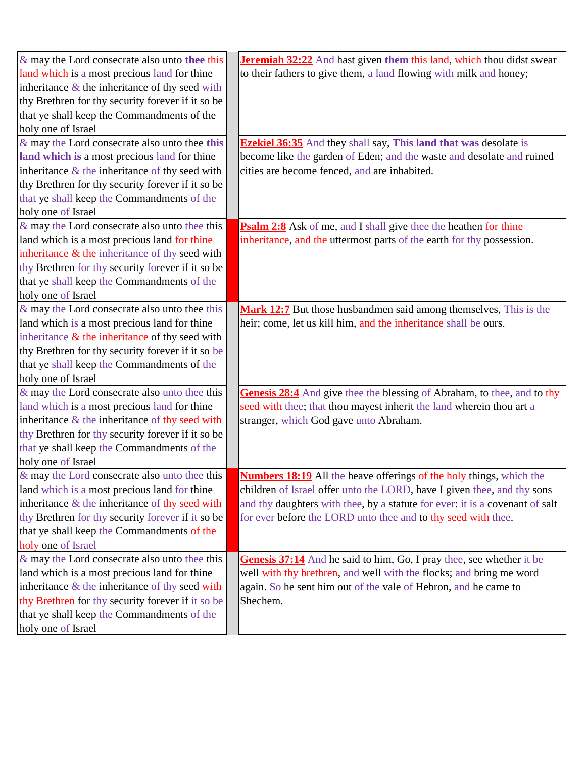| & may the Lord consecrate also unto thee this land which is a most precious land for thine inheritance & the inheritance of thy seed with thy Brethren for thy security forever if it so be that ye shall keep the Commandments of the holy one of Israel | | **Jeremiah 32:22** And hast given **them** this land, which thou didst swear to their fathers to give them, a land flowing with milk and honey; |
|---|---|---|
| & may the Lord consecrate also unto thee **this land which is** a most precious land for thine inheritance & the inheritance of thy seed with thy Brethren for thy security forever if it so be that ye shall keep the Commandments of the holy one of Israel | | **Ezekiel 36:35** And they shall say, **This land that was** desolate is become like the garden of Eden; and the waste and desolate and ruined cities are become fenced, and are inhabited. |
| & may the Lord consecrate also unto thee this land which is a most precious land for thine inheritance & the inheritance of thy seed with thy Brethren for thy security forever if it so be that ye shall keep the Commandments of the holy one of Israel | | **Psalm 2:8** Ask of me, and I shall give thee the heathen for thine inheritance, and the uttermost parts of the earth for thy possession. |
| & may the Lord consecrate also unto thee this land which is a most precious land for thine inheritance & the inheritance of thy seed with thy Brethren for thy security forever if it so be that ye shall keep the Commandments of the holy one of Israel | | **Mark 12:7** But those husbandmen said among themselves, This is the heir; come, let us kill him, and the inheritance shall be ours. |
| & may the Lord consecrate also unto thee this land which is a most precious land for thine inheritance & the inheritance of thy seed with thy Brethren for thy security forever if it so be that ye shall keep the Commandments of the holy one of Israel | | **Genesis 28:4** And give thee the blessing of Abraham, to thee, and to thy seed with thee; that thou mayest inherit the land wherein thou art a stranger, which God gave unto Abraham. |
| & may the Lord consecrate also unto thee this land which is a most precious land for thine inheritance & the inheritance of thy seed with thy Brethren for thy security forever if it so be that ye shall keep the Commandments of the holy one of Israel | | **Numbers 18:19** All the heave offerings of the holy things, which the children of Israel offer unto the LORD, have I given thee, and thy sons and thy daughters with thee, by a statute for ever: it is a covenant of salt for ever before the LORD unto thee and to thy seed with thee. |
| & may the Lord consecrate also unto thee this land which is a most precious land for thine inheritance & the inheritance of thy seed with thy Brethren for thy security forever if it so be that ye shall keep the Commandments of the holy one of Israel | | **Genesis 37:14** And he said to him, Go, I pray thee, see whether it be well with thy brethren, and well with the flocks; and bring me word again. So he sent him out of the vale of Hebron, and he came to Shechem. |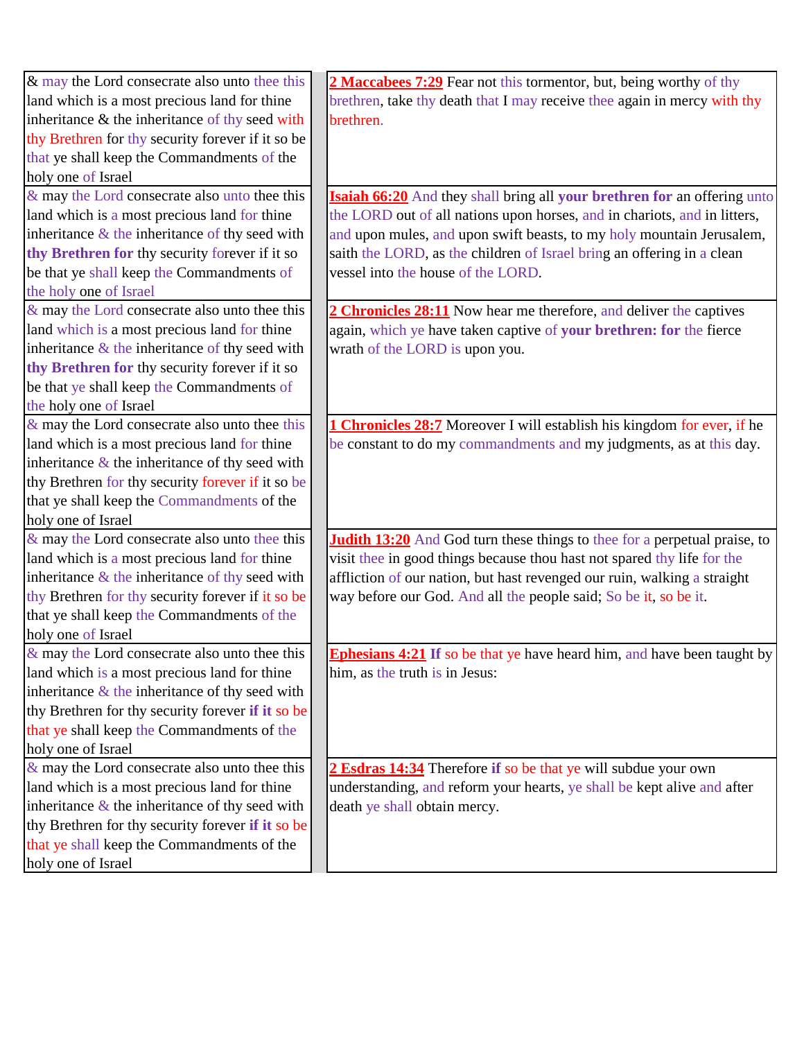| | |
|---|---|
| & may the Lord consecrate also unto thee this land which is a most precious land for thine inheritance & the inheritance of thy seed with thy Brethren for thy security forever if it so be that ye shall keep the Commandments of the holy one of Israel | **2 Maccabees 7:29** Fear not this tormentor, but, being worthy of thy brethren, take thy death that I may receive thee again in mercy with thy brethren. |
| & may the Lord consecrate also unto thee this land which is a most precious land for thine inheritance & the inheritance of thy seed with **thy Brethren for** thy security forever if it so be that ye shall keep the Commandments of the holy one of Israel | **Isaiah 66:20** And they shall bring all **your brethren for** an offering unto the LORD out of all nations upon horses, and in chariots, and in litters, and upon mules, and upon swift beasts, to my holy mountain Jerusalem, saith the LORD, as the children of Israel bring an offering in a clean vessel into the house of the LORD. |
| & may the Lord consecrate also unto thee this land which is a most precious land for thine inheritance & the inheritance of thy seed with **thy Brethren for** thy security forever if it so be that ye shall keep the Commandments of the holy one of Israel | **2 Chronicles 28:11** Now hear me therefore, and deliver the captives again, which ye have taken captive of **your brethren: for** the fierce wrath of the LORD is upon you. |
| & may the Lord consecrate also unto thee this land which is a most precious land for thine inheritance & the inheritance of thy seed with thy Brethren for thy security forever if it so be that ye shall keep the Commandments of the holy one of Israel | **1 Chronicles 28:7** Moreover I will establish his kingdom for ever, if he be constant to do my commandments and my judgments, as at this day. |
| & may the Lord consecrate also unto thee this land which is a most precious land for thine inheritance & the inheritance of thy seed with thy Brethren for thy security forever if it so be that ye shall keep the Commandments of the holy one of Israel | **Judith 13:20** And God turn these things to thee for a perpetual praise, to visit thee in good things because thou hast not spared thy life for the affliction of our nation, but hast revenged our ruin, walking a straight way before our God. And all the people said; So be it, so be it. |
| & may the Lord consecrate also unto thee this land which is a most precious land for thine inheritance & the inheritance of thy seed with thy Brethren for thy security forever **if it** so be that ye shall keep the Commandments of the holy one of Israel | **Ephesians 4:21** **If** so be that ye have heard him, and have been taught by him, as the truth is in Jesus: |
| & may the Lord consecrate also unto thee this land which is a most precious land for thine inheritance & the inheritance of thy seed with thy Brethren for thy security forever **if it** so be that ye shall keep the Commandments of the holy one of Israel | **2 Esdras 14:34** Therefore **if** so be that ye will subdue your own understanding, and reform your hearts, ye shall be kept alive and after death ye shall obtain mercy. |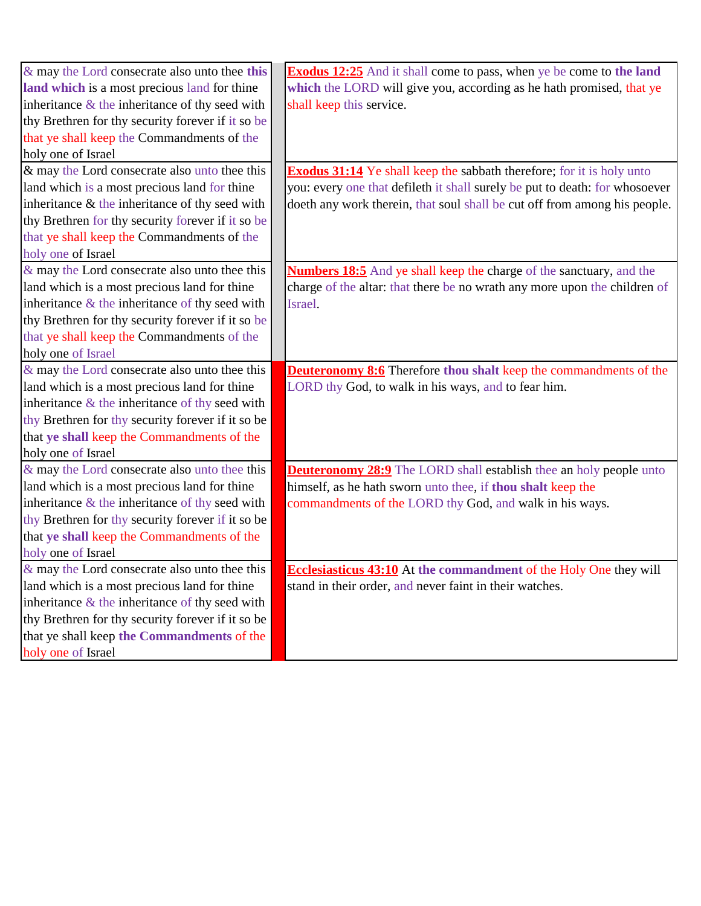| | | |
|---|---|---|
| & may the Lord consecrate also unto thee **this land which** is a most precious land for thine inheritance & the inheritance of thy seed with thy Brethren for thy security forever if it so be that ye shall keep the Commandments of the holy one of Israel | | **Exodus 12:25** And it shall come to pass, when ye be come to **the land which** the LORD will give you, according as he hath promised, that ye shall keep this service. |
| & may the Lord consecrate also unto thee this land which is a most precious land for thine inheritance & the inheritance of thy seed with thy Brethren for thy security forever if it so be that ye shall keep the Commandments of the holy one of Israel | | **Exodus 31:14** Ye shall keep the sabbath therefore; for it is holy unto you: every one that defileth it shall surely be put to death: for whosoever doeth any work therein, that soul shall be cut off from among his people. |
| & may the Lord consecrate also unto thee this land which is a most precious land for thine inheritance & the inheritance of thy seed with thy Brethren for thy security forever if it so be that ye shall keep the Commandments of the holy one of Israel | | **Numbers 18:5** And ye shall keep the charge of the sanctuary, and the charge of the altar: that there be no wrath any more upon the children of Israel. |
| & may the Lord consecrate also unto thee this land which is a most precious land for thine inheritance & the inheritance of thy seed with thy Brethren for thy security forever if it so be that **ye shall** keep the Commandments of the holy one of Israel | | **Deuteronomy 8:6** Therefore **thou shalt** keep the commandments of the LORD thy God, to walk in his ways, and to fear him. |
| & may the Lord consecrate also unto thee this land which is a most precious land for thine inheritance & the inheritance of thy seed with thy Brethren for thy security forever if it so be that **ye shall** keep the Commandments of the holy one of Israel | | **Deuteronomy 28:9** The LORD shall establish thee an holy people unto himself, as he hath sworn unto thee, if **thou shalt** keep the commandments of the LORD thy God, and walk in his ways. |
| & may the Lord consecrate also unto thee this land which is a most precious land for thine inheritance & the inheritance of thy seed with thy Brethren for thy security forever if it so be that ye shall keep **the Commandments** of the holy one of Israel | | **Ecclesiasticus 43:10** At **the commandment** of the Holy One they will stand in their order, and never faint in their watches. |